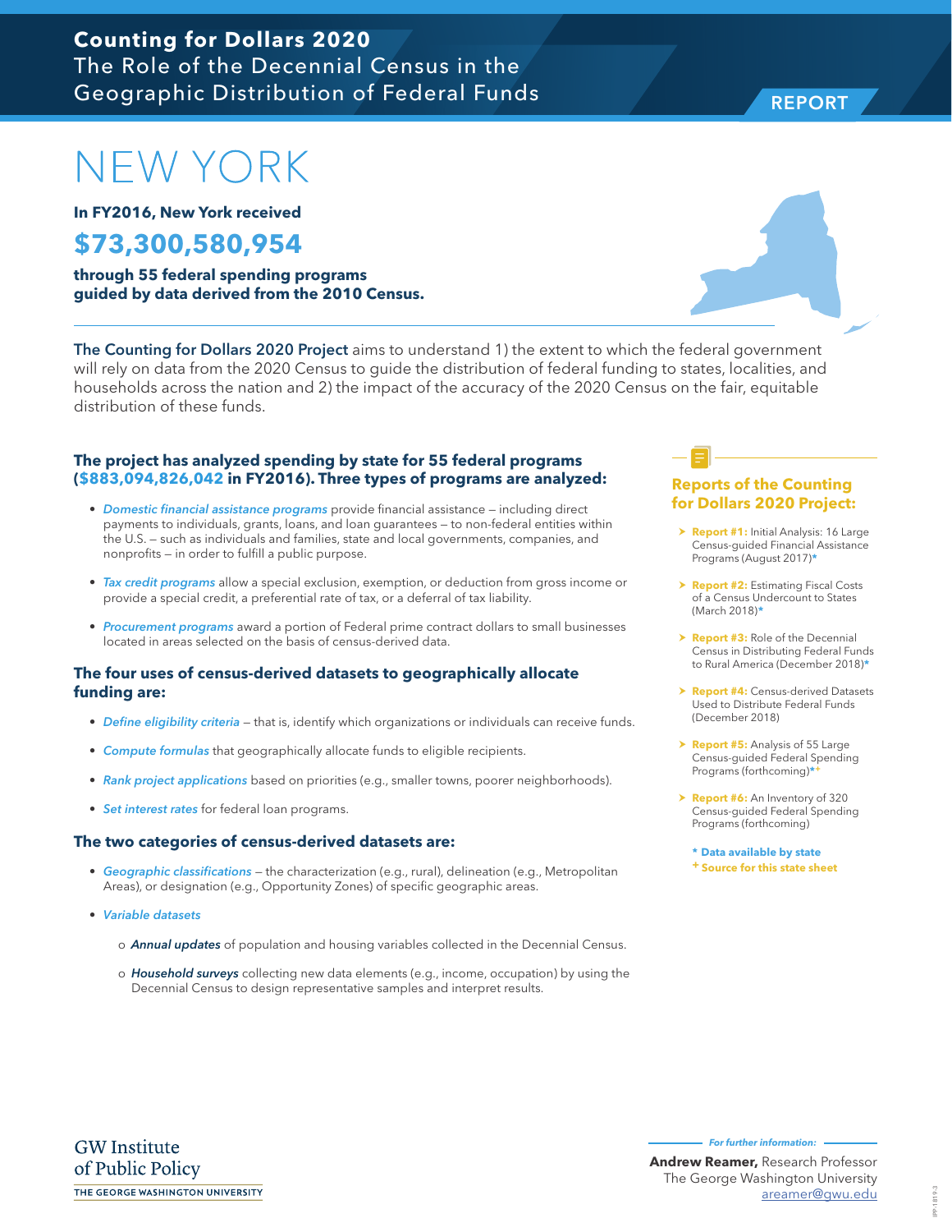**Counting for Dollars 2020**
The Role of the Decennial Census in the Geographic Distribution of Federal Funds

REPORT

# NEW YORK

**In FY2016, New York received**

## $73,300,580,954

**through 55 federal spending programs guided by data derived from the 2010 Census.**

**The Counting for Dollars 2020 Project** aims to understand 1) the extent to which the federal government will rely on data from the 2020 Census to guide the distribution of federal funding to states, localities, and households across the nation and 2) the impact of the accuracy of the 2020 Census on the fair, equitable distribution of these funds.

### The project has analyzed spending by state for 55 federal programs ($883,094,826,042 in FY2016). Three types of programs are analyzed:

- *Domestic financial assistance programs* provide financial assistance – including direct payments to individuals, grants, loans, and loan guarantees – to non-federal entities within the U.S. – such as individuals and families, state and local governments, companies, and nonprofits – in order to fulfill a public purpose.
- *Tax credit programs* allow a special exclusion, exemption, or deduction from gross income or provide a special credit, a preferential rate of tax, or a deferral of tax liability.
- *Procurement programs* award a portion of Federal prime contract dollars to small businesses located in areas selected on the basis of census-derived data.

### The four uses of census-derived datasets to geographically allocate funding are:

- *Define eligibility criteria* – that is, identify which organizations or individuals can receive funds.
- *Compute formulas* that geographically allocate funds to eligible recipients.
- *Rank project applications* based on priorities (e.g., smaller towns, poorer neighborhoods).
- *Set interest rates* for federal loan programs.

### The two categories of census-derived datasets are:

- *Geographic classifications* – the characterization (e.g., rural), delineation (e.g., Metropolitan Areas), or designation (e.g., Opportunity Zones) of specific geographic areas.
- *Variable datasets*
  - ***Annual updates*** of population and housing variables collected in the Decennial Census.
  - ***Household surveys*** collecting new data elements (e.g., income, occupation) by using the Decennial Census to design representative samples and interpret results.

### Reports of the Counting for Dollars 2020 Project:

- **Report #1:** Initial Analysis: 16 Large Census-guided Financial Assistance Programs (August 2017)*
- **Report #2:** Estimating Fiscal Costs of a Census Undercount to States (March 2018)*
- **Report #3:** Role of the Decennial Census in Distributing Federal Funds to Rural America (December 2018)*
- **Report #4:** Census-derived Datasets Used to Distribute Federal Funds (December 2018)
- **Report #5:** Analysis of 55 Large Census-guided Federal Spending Programs (forthcoming)*+
- **Report #6:** An Inventory of 320 Census-guided Federal Spending Programs (forthcoming)

\* Data available by state
\+ Source for this state sheet

GW Institute of Public Policy
THE GEORGE WASHINGTON UNIVERSITY

*For further information:*

**Andrew Reamer,** Research Professor
The George Washington University
areamer@gwu.edu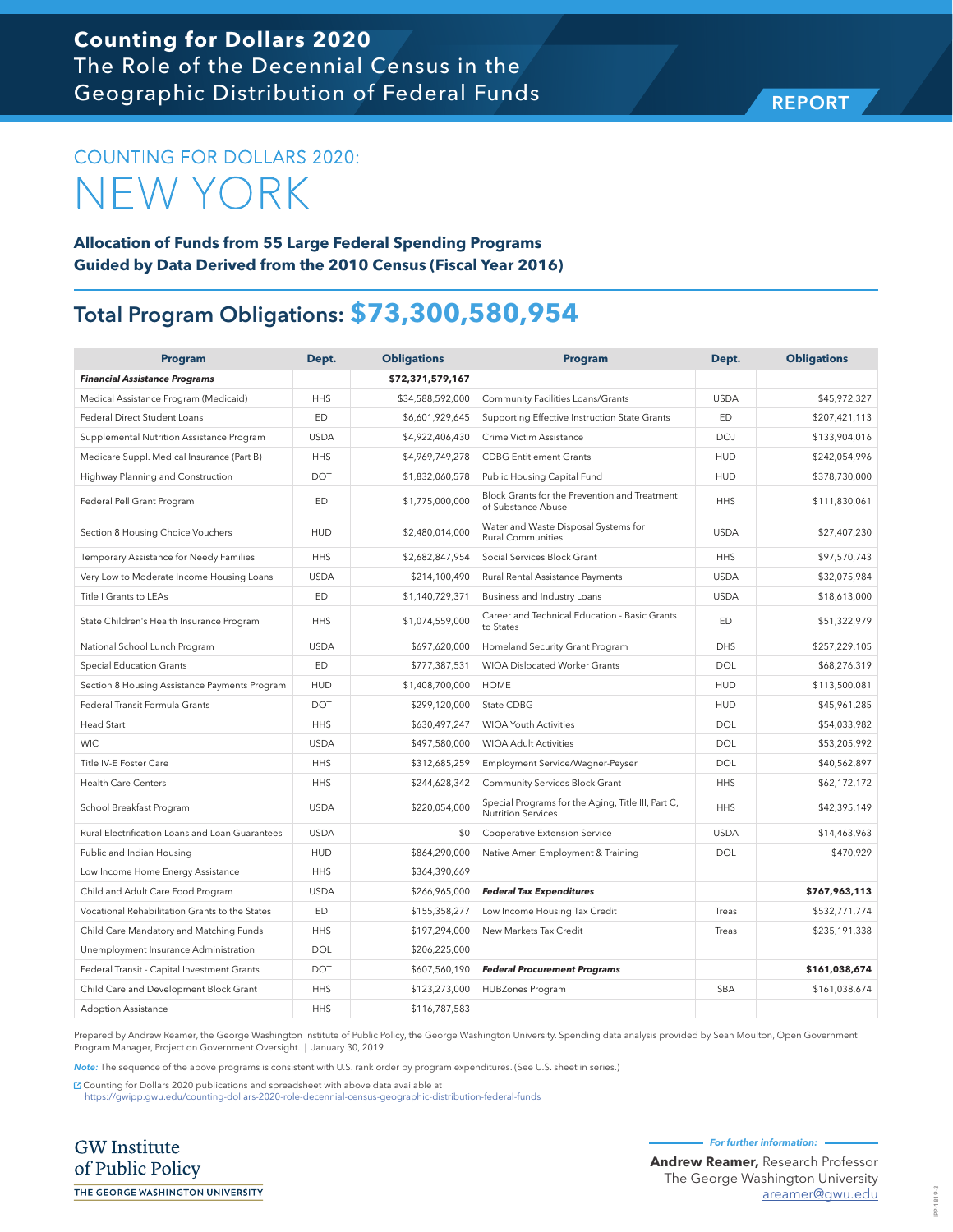# Counting for Dollars 2020
The Role of the Decennial Census in the Geographic Distribution of Federal Funds

REPORT

## COUNTING FOR DOLLARS 2020:

# NEW YORK

**Allocation of Funds from 55 Large Federal Spending Programs Guided by Data Derived from the 2010 Census (Fiscal Year 2016)**

## Total Program Obligations: $73,300,580,954

| Program | Dept. | Obligations | Program | Dept. | Obligations |
|---|---|---|---|---|---|
| ***Financial Assistance Programs*** | | **$72,371,579,167** | | | |
| Medical Assistance Program (Medicaid) | HHS | $34,588,592,000 | Community Facilities Loans/Grants | USDA | $45,972,327 |
| Federal Direct Student Loans | ED | $6,601,929,645 | Supporting Effective Instruction State Grants | ED | $207,421,113 |
| Supplemental Nutrition Assistance Program | USDA | $4,922,406,430 | Crime Victim Assistance | DOJ | $133,904,016 |
| Medicare Suppl. Medical Insurance (Part B) | HHS | $4,969,749,278 | CDBG Entitlement Grants | HUD | $242,054,996 |
| Highway Planning and Construction | DOT | $1,832,060,578 | Public Housing Capital Fund | HUD | $378,730,000 |
| Federal Pell Grant Program | ED | $1,775,000,000 | Block Grants for the Prevention and Treatment of Substance Abuse | HHS | $111,830,061 |
| Section 8 Housing Choice Vouchers | HUD | $2,480,014,000 | Water and Waste Disposal Systems for Rural Communities | USDA | $27,407,230 |
| Temporary Assistance for Needy Families | HHS | $2,682,847,954 | Social Services Block Grant | HHS | $97,570,743 |
| Very Low to Moderate Income Housing Loans | USDA | $214,100,490 | Rural Rental Assistance Payments | USDA | $32,075,984 |
| Title I Grants to LEAs | ED | $1,140,729,371 | Business and Industry Loans | USDA | $18,613,000 |
| State Children's Health Insurance Program | HHS | $1,074,559,000 | Career and Technical Education - Basic Grants to States | ED | $51,322,979 |
| National School Lunch Program | USDA | $697,620,000 | Homeland Security Grant Program | DHS | $257,229,105 |
| Special Education Grants | ED | $777,387,531 | WIOA Dislocated Worker Grants | DOL | $68,276,319 |
| Section 8 Housing Assistance Payments Program | HUD | $1,408,700,000 | HOME | HUD | $113,500,081 |
| Federal Transit Formula Grants | DOT | $299,120,000 | State CDBG | HUD | $45,961,285 |
| Head Start | HHS | $630,497,247 | WIOA Youth Activities | DOL | $54,033,982 |
| WIC | USDA | $497,580,000 | WIOA Adult Activities | DOL | $53,205,992 |
| Title IV-E Foster Care | HHS | $312,685,259 | Employment Service/Wagner-Peyser | DOL | $40,562,897 |
| Health Care Centers | HHS | $244,628,342 | Community Services Block Grant | HHS | $62,172,172 |
| School Breakfast Program | USDA | $220,054,000 | Special Programs for the Aging, Title III, Part C, Nutrition Services | HHS | $42,395,149 |
| Rural Electrification Loans and Loan Guarantees | USDA | $0 | Cooperative Extension Service | USDA | $14,463,963 |
| Public and Indian Housing | HUD | $864,290,000 | Native Amer. Employment & Training | DOL | $470,929 |
| Low Income Home Energy Assistance | HHS | $364,390,669 | | | |
| Child and Adult Care Food Program | USDA | $266,965,000 | ***Federal Tax Expenditures*** | | **$767,963,113** |
| Vocational Rehabilitation Grants to the States | ED | $155,358,277 | Low Income Housing Tax Credit | Treas | $532,771,774 |
| Child Care Mandatory and Matching Funds | HHS | $197,294,000 | New Markets Tax Credit | Treas | $235,191,338 |
| Unemployment Insurance Administration | DOL | $206,225,000 | | | |
| Federal Transit - Capital Investment Grants | DOT | $607,560,190 | ***Federal Procurement Programs*** | | **$161,038,674** |
| Child Care and Development Block Grant | HHS | $123,273,000 | HUBZones Program | SBA | $161,038,674 |
| Adoption Assistance | HHS | $116,787,583 | | | |

Prepared by Andrew Reamer, the George Washington Institute of Public Policy, the George Washington University. Spending data analysis provided by Sean Moulton, Open Government Program Manager, Project on Government Oversight. | January 30, 2019

*Note:* The sequence of the above programs is consistent with U.S. rank order by program expenditures. (See U.S. sheet in series.)

Counting for Dollars 2020 publications and spreadsheet with above data available at https://gwipp.gwu.edu/counting-dollars-2020-role-decennial-census-geographic-distribution-federal-funds

GW Institute of Public Policy
THE GEORGE WASHINGTON UNIVERSITY

*For further information:*

**Andrew Reamer,** Research Professor
The George Washington University
areamer@gwu.edu

IPP-1819-3